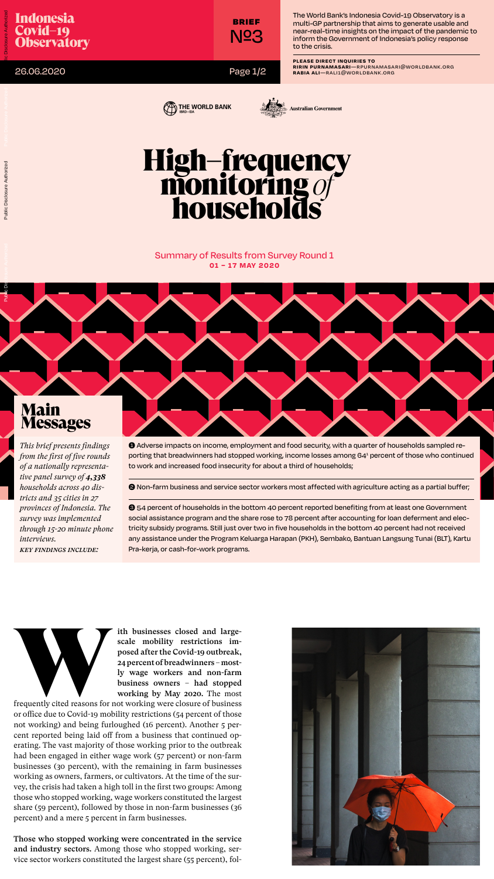# Indonesia Covid–19 Observatory

BRIEF №3

26.06.2020

The World Bank's Indonesia Covid-19 Observatory is a multi-GP partnership that aims to generate usable and near-real-time insights on the impact of the pandemic to inform the Government of Indonesia's policy response to the crisis.

**PLEASE DIRECT INQUIRIES TO**
**RIRIN PURNAMASARI**—RPURNAMASARI@WORLDBANK.ORG
**RABIA ALI**—RALI1@WORLDBANK.ORG

THE WORLD BANK IBRD • IDA | Australian Government

# High–frequency monitoring *of* households

Summary of Results from Survey Round 1
**01 – 17 MAY 2020**

## Main Messages

*This brief presents findings from the first of five rounds of a nationally representative panel survey of **4,338** households across 40 districts and 35 cities in 27 provinces of Indonesia. The survey was implemented through 15-20 minute phone interviews.*

*KEY FINDINGS INCLUDE:*

1. Adverse impacts on income, employment and food security, with a quarter of households sampled reporting that breadwinners had stopped working, income losses among 64[1] percent of those who continued to work and increased food insecurity for about a third of households;
2. Non-farm business and service sector workers most affected with agriculture acting as a partial buffer;
3. 54 percent of households in the bottom 40 percent reported benefiting from at least one Government social assistance program and the share rose to 78 percent after accounting for loan deferment and electricity subsidy programs. Still just over two in five households in the bottom 40 percent had not received any assistance under the Program Keluarga Harapan (PKH), Sembako, Bantuan Langsung Tunai (BLT), Kartu Pra-kerja, or cash-for-work programs.

**With businesses closed and large-scale mobility restrictions imposed after the Covid-19 outbreak, 24 percent of breadwinners – mostly wage workers and non-farm business owners – had stopped working by May 2020.** The most frequently cited reasons for not working were closure of business or office due to Covid-19 mobility restrictions (54 percent of those not working) and being furloughed (16 percent). Another 5 percent reported being laid off from a business that continued operating. The vast majority of those working prior to the outbreak had been engaged in either wage work (57 percent) or non-farm businesses (30 percent), with the remaining in farm businesses working as owners, farmers, or cultivators. At the time of the survey, the crisis had taken a high toll in the first two groups: Among those who stopped working, wage workers constituted the largest share (59 percent), followed by those in non-farm businesses (36 percent) and a mere 5 percent in farm businesses.

**Those who stopped working were concentrated in the service and industry sectors.** Among those who stopped working, service sector workers constituted the largest share (55 percent), fol-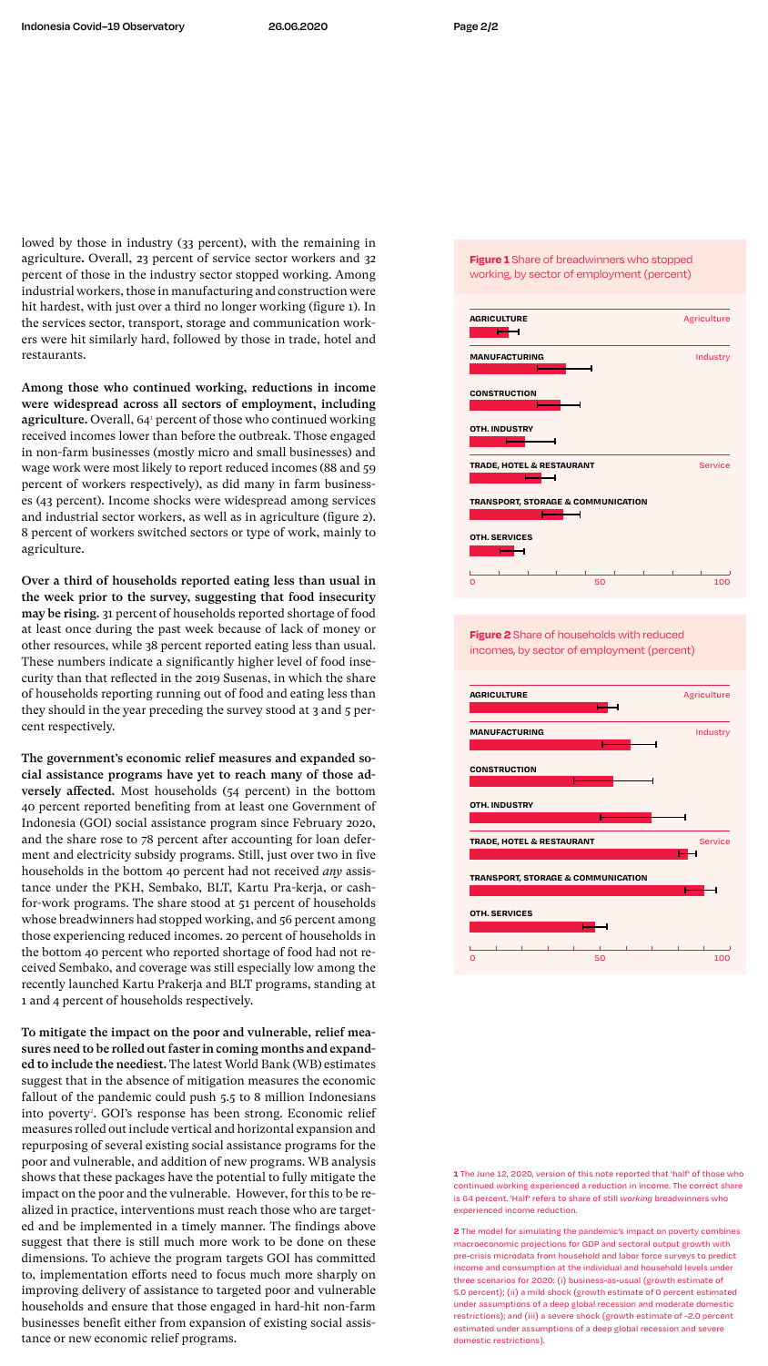lowed by those in industry (33 percent), with the remaining in agriculture. Overall, 23 percent of service sector workers and 32 percent of those in the industry sector stopped working. Among industrial workers, those in manufacturing and construction were hit hardest, with just over a third no longer working (figure 1). In the services sector, transport, storage and communication workers were hit similarly hard, followed by those in trade, hotel and restaurants.

**Among those who continued working, reductions in income were widespread across all sectors of employment, including agriculture.** Overall, 64[1] percent of those who continued working received incomes lower than before the outbreak. Those engaged in non-farm businesses (mostly micro and small businesses) and wage work were most likely to report reduced incomes (88 and 59 percent of workers respectively), as did many in farm businesses (43 percent). Income shocks were widespread among services and industrial sector workers, as well as in agriculture (figure 2). 8 percent of workers switched sectors or type of work, mainly to agriculture.

**Over a third of households reported eating less than usual in the week prior to the survey, suggesting that food insecurity may be rising.** 31 percent of households reported shortage of food at least once during the past week because of lack of money or other resources, while 38 percent reported eating less than usual. These numbers indicate a significantly higher level of food insecurity than that reflected in the 2019 Susenas, in which the share of households reporting running out of food and eating less than they should in the year preceding the survey stood at 3 and 5 percent respectively.

**The government's economic relief measures and expanded social assistance programs have yet to reach many of those adversely affected.** Most households (54 percent) in the bottom 40 percent reported benefiting from at least one Government of Indonesia (GOI) social assistance program since February 2020, and the share rose to 78 percent after accounting for loan deferment and electricity subsidy programs. Still, just over two in five households in the bottom 40 percent had not received *any* assistance under the PKH, Sembako, BLT, Kartu Pra-kerja, or cash-for-work programs. The share stood at 51 percent of households whose breadwinners had stopped working, and 56 percent among those experiencing reduced incomes. 20 percent of households in the bottom 40 percent who reported shortage of food had not received Sembako, and coverage was still especially low among the recently launched Kartu Prakerja and BLT programs, standing at 1 and 4 percent of households respectively.

**To mitigate the impact on the poor and vulnerable, relief measures need to be rolled out faster in coming months and expanded to include the neediest.** The latest World Bank (WB) estimates suggest that in the absence of mitigation measures the economic fallout of the pandemic could push 5.5 to 8 million Indonesians into poverty[2]. GOI's response has been strong. Economic relief measures rolled out include vertical and horizontal expansion and repurposing of several existing social assistance programs for the poor and vulnerable, and addition of new programs. WB analysis shows that these packages have the potential to fully mitigate the impact on the poor and the vulnerable. However, for this to be realized in practice, interventions must reach those who are targeted and be implemented in a timely manner. The findings above suggest that there is still much more work to be done on these dimensions. To achieve the program targets GOI has committed to, implementation efforts need to focus much more sharply on improving delivery of assistance to targeted poor and vulnerable households and ensure that those engaged in hard-hit non-farm businesses benefit either from expansion of existing social assistance or new economic relief programs.

**Figure 1** Share of breadwinners who stopped working, by sector of employment (percent)

AGRICULTURE — Agriculture
MANUFACTURING — Industry
CONSTRUCTION
OTH. INDUSTRY
TRADE, HOTEL & RESTAURANT — Service
TRANSPORT, STORAGE & COMMUNICATION
OTH. SERVICES
0 50 100

**Figure 2** Share of households with reduced incomes, by sector of employment (percent)

AGRICULTURE — Agriculture
MANUFACTURING — Industry
CONSTRUCTION
OTH. INDUSTRY
TRADE, HOTEL & RESTAURANT — Service
TRANSPORT, STORAGE & COMMUNICATION
OTH. SERVICES
0 50 100

[1] The June 12, 2020, version of this note reported that 'half' of those who continued working experienced a reduction in income. The correct share is 64 percent. 'Half' refers to share of still *working* breadwinners who experienced income reduction.

[2] The model for simulating the pandemic's impact on poverty combines macroeconomic projections for GDP and sectoral output growth with pre-crisis microdata from household and labor force surveys to predict income and consumption at the individual and household levels under three scenarios for 2020: (i) business-as-usual (growth estimate of 5.0 percent); (ii) a mild shock (growth estimate of 0 percent estimated under assumptions of a deep global recession and moderate domestic restrictions); and (iii) a severe shock (growth estimate of -2.0 percent estimated under assumptions of a deep global recession and severe domestic restrictions).